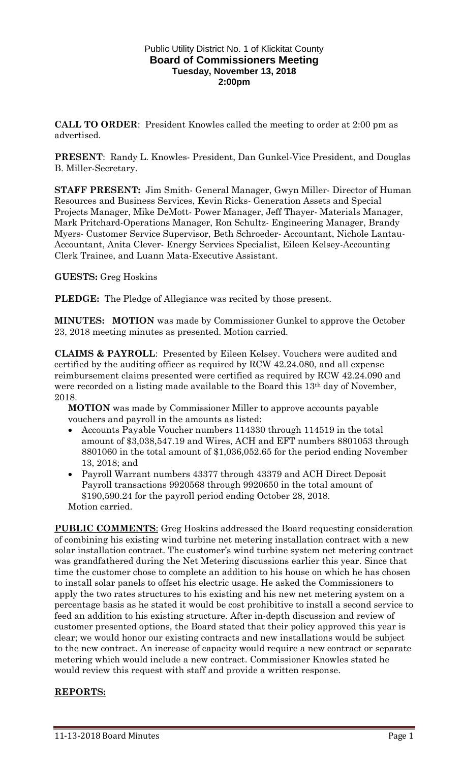Public Utility District No. 1 of Klickitat County
**Board of Commissioners Meeting**
**Tuesday, November 13, 2018**
**2:00pm**

**CALL TO ORDER**: President Knowles called the meeting to order at 2:00 pm as advertised.

**PRESENT**: Randy L. Knowles- President, Dan Gunkel-Vice President, and Douglas B. Miller-Secretary.

**STAFF PRESENT:** Jim Smith- General Manager, Gwyn Miller- Director of Human Resources and Business Services, Kevin Ricks- Generation Assets and Special Projects Manager, Mike DeMott- Power Manager, Jeff Thayer- Materials Manager, Mark Pritchard-Operations Manager, Ron Schultz- Engineering Manager, Brandy Myers- Customer Service Supervisor, Beth Schroeder- Accountant, Nichole Lantau-Accountant, Anita Clever- Energy Services Specialist, Eileen Kelsey-Accounting Clerk Trainee, and Luann Mata-Executive Assistant.

**GUESTS:** Greg Hoskins

**PLEDGE:** The Pledge of Allegiance was recited by those present.

**MINUTES:** **MOTION** was made by Commissioner Gunkel to approve the October 23, 2018 meeting minutes as presented. Motion carried.

**CLAIMS & PAYROLL**: Presented by Eileen Kelsey. Vouchers were audited and certified by the auditing officer as required by RCW 42.24.080, and all expense reimbursement claims presented were certified as required by RCW 42.24.090 and were recorded on a listing made available to the Board this 13th day of November, 2018.

**MOTION** was made by Commissioner Miller to approve accounts payable vouchers and payroll in the amounts as listed:

- Accounts Payable Voucher numbers 114330 through 114519 in the total amount of $3,038,547.19 and Wires, ACH and EFT numbers 8801053 through 8801060 in the total amount of $1,036,052.65 for the period ending November 13, 2018; and
- Payroll Warrant numbers 43377 through 43379 and ACH Direct Deposit Payroll transactions 9920568 through 9920650 in the total amount of $190,590.24 for the payroll period ending October 28, 2018.

Motion carried.

**PUBLIC COMMENTS**: Greg Hoskins addressed the Board requesting consideration of combining his existing wind turbine net metering installation contract with a new solar installation contract. The customer's wind turbine system net metering contract was grandfathered during the Net Metering discussions earlier this year. Since that time the customer chose to complete an addition to his house on which he has chosen to install solar panels to offset his electric usage. He asked the Commissioners to apply the two rates structures to his existing and his new net metering system on a percentage basis as he stated it would be cost prohibitive to install a second service to feed an addition to his existing structure. After in-depth discussion and review of customer presented options, the Board stated that their policy approved this year is clear; we would honor our existing contracts and new installations would be subject to the new contract. An increase of capacity would require a new contract or separate metering which would include a new contract. Commissioner Knowles stated he would review this request with staff and provide a written response.

**REPORTS:**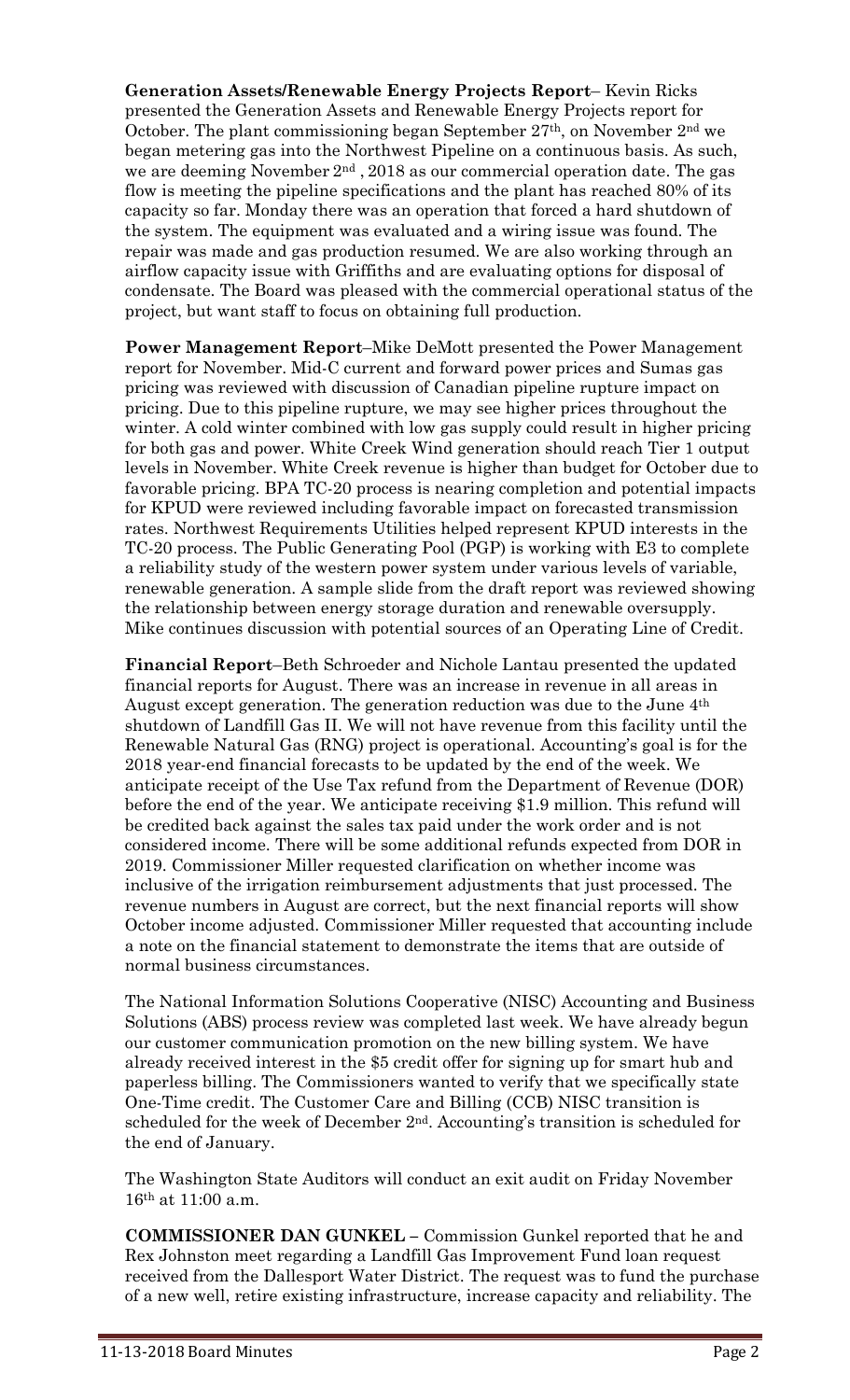**Generation Assets/Renewable Energy Projects Report**– Kevin Ricks presented the Generation Assets and Renewable Energy Projects report for October. The plant commissioning began September 27th, on November 2nd we began metering gas into the Northwest Pipeline on a continuous basis. As such, we are deeming November 2nd , 2018 as our commercial operation date. The gas flow is meeting the pipeline specifications and the plant has reached 80% of its capacity so far. Monday there was an operation that forced a hard shutdown of the system. The equipment was evaluated and a wiring issue was found. The repair was made and gas production resumed. We are also working through an airflow capacity issue with Griffiths and are evaluating options for disposal of condensate. The Board was pleased with the commercial operational status of the project, but want staff to focus on obtaining full production.

**Power Management Report**–Mike DeMott presented the Power Management report for November. Mid-C current and forward power prices and Sumas gas pricing was reviewed with discussion of Canadian pipeline rupture impact on pricing. Due to this pipeline rupture, we may see higher prices throughout the winter. A cold winter combined with low gas supply could result in higher pricing for both gas and power. White Creek Wind generation should reach Tier 1 output levels in November. White Creek revenue is higher than budget for October due to favorable pricing. BPA TC-20 process is nearing completion and potential impacts for KPUD were reviewed including favorable impact on forecasted transmission rates. Northwest Requirements Utilities helped represent KPUD interests in the TC-20 process. The Public Generating Pool (PGP) is working with E3 to complete a reliability study of the western power system under various levels of variable, renewable generation. A sample slide from the draft report was reviewed showing the relationship between energy storage duration and renewable oversupply. Mike continues discussion with potential sources of an Operating Line of Credit.

**Financial Report**–Beth Schroeder and Nichole Lantau presented the updated financial reports for August. There was an increase in revenue in all areas in August except generation. The generation reduction was due to the June 4th shutdown of Landfill Gas II. We will not have revenue from this facility until the Renewable Natural Gas (RNG) project is operational. Accounting's goal is for the 2018 year-end financial forecasts to be updated by the end of the week. We anticipate receipt of the Use Tax refund from the Department of Revenue (DOR) before the end of the year. We anticipate receiving $1.9 million. This refund will be credited back against the sales tax paid under the work order and is not considered income. There will be some additional refunds expected from DOR in 2019. Commissioner Miller requested clarification on whether income was inclusive of the irrigation reimbursement adjustments that just processed. The revenue numbers in August are correct, but the next financial reports will show October income adjusted. Commissioner Miller requested that accounting include a note on the financial statement to demonstrate the items that are outside of normal business circumstances.

The National Information Solutions Cooperative (NISC) Accounting and Business Solutions (ABS) process review was completed last week. We have already begun our customer communication promotion on the new billing system. We have already received interest in the $5 credit offer for signing up for smart hub and paperless billing. The Commissioners wanted to verify that we specifically state One-Time credit. The Customer Care and Billing (CCB) NISC transition is scheduled for the week of December 2nd. Accounting's transition is scheduled for the end of January.

The Washington State Auditors will conduct an exit audit on Friday November 16th at 11:00 a.m.

**COMMISSIONER DAN GUNKEL –** Commission Gunkel reported that he and Rex Johnston meet regarding a Landfill Gas Improvement Fund loan request received from the Dallesport Water District. The request was to fund the purchase of a new well, retire existing infrastructure, increase capacity and reliability. The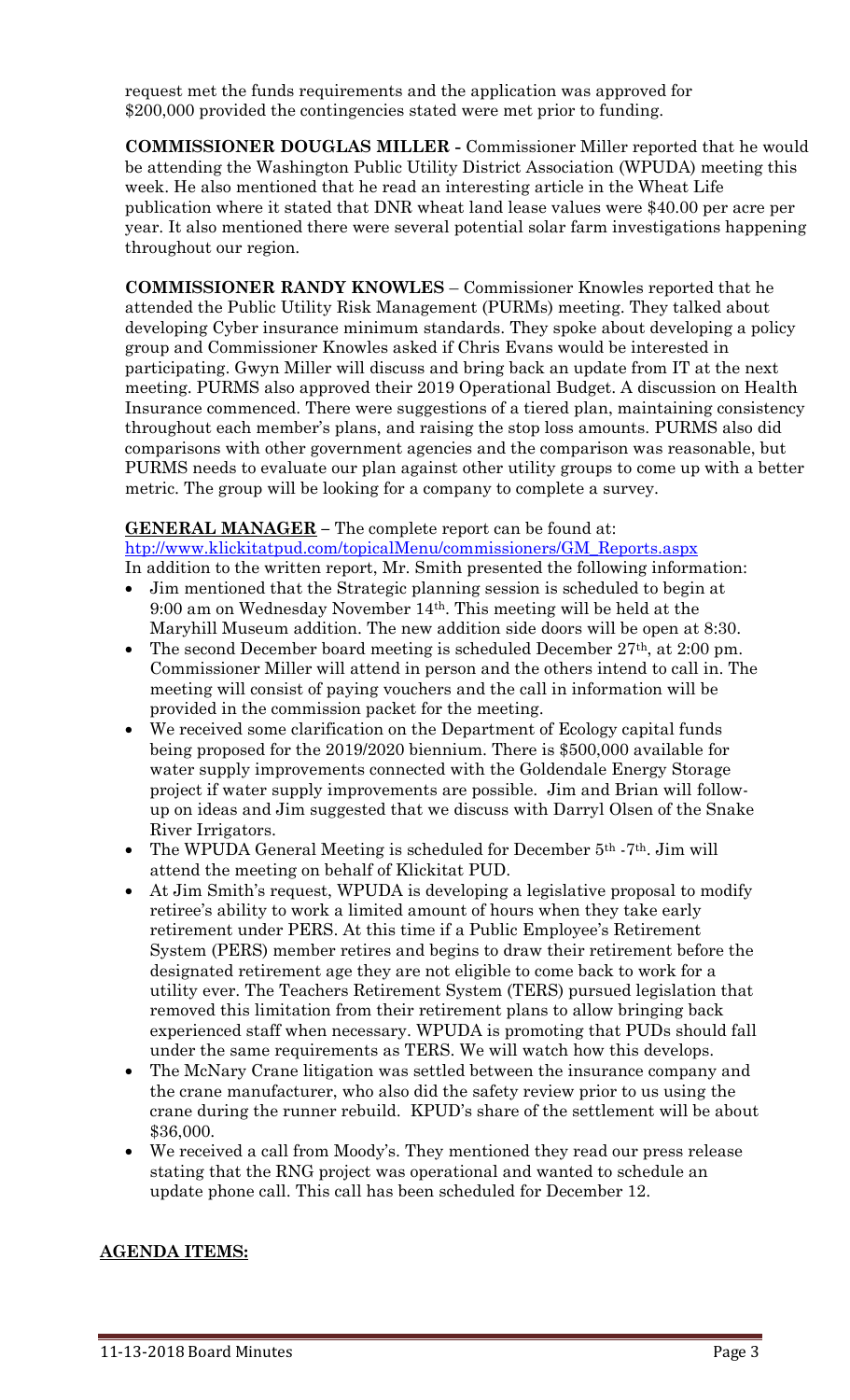request met the funds requirements and the application was approved for $200,000 provided the contingencies stated were met prior to funding.

**COMMISSIONER DOUGLAS MILLER -** Commissioner Miller reported that he would be attending the Washington Public Utility District Association (WPUDA) meeting this week. He also mentioned that he read an interesting article in the Wheat Life publication where it stated that DNR wheat land lease values were $40.00 per acre per year. It also mentioned there were several potential solar farm investigations happening throughout our region.

**COMMISSIONER RANDY KNOWLES** – Commissioner Knowles reported that he attended the Public Utility Risk Management (PURMs) meeting. They talked about developing Cyber insurance minimum standards. They spoke about developing a policy group and Commissioner Knowles asked if Chris Evans would be interested in participating. Gwyn Miller will discuss and bring back an update from IT at the next meeting. PURMS also approved their 2019 Operational Budget. A discussion on Health Insurance commenced. There were suggestions of a tiered plan, maintaining consistency throughout each member's plans, and raising the stop loss amounts. PURMS also did comparisons with other government agencies and the comparison was reasonable, but PURMS needs to evaluate our plan against other utility groups to come up with a better metric. The group will be looking for a company to complete a survey.

**GENERAL MANAGER** – The complete report can be found at: [htp://www.klickitatpud.com/topicalMenu/commissioners/GM_Reports.aspx](htp://www.klickitatpud.com/topicalMenu/commissioners/GM_Reports.aspx)

In addition to the written report, Mr. Smith presented the following information:

- Jim mentioned that the Strategic planning session is scheduled to begin at 9:00 am on Wednesday November 14th. This meeting will be held at the Maryhill Museum addition. The new addition side doors will be open at 8:30.
- The second December board meeting is scheduled December 27th, at 2:00 pm. Commissioner Miller will attend in person and the others intend to call in. The meeting will consist of paying vouchers and the call in information will be provided in the commission packet for the meeting.
- We received some clarification on the Department of Ecology capital funds being proposed for the 2019/2020 biennium. There is $500,000 available for water supply improvements connected with the Goldendale Energy Storage project if water supply improvements are possible. Jim and Brian will follow-up on ideas and Jim suggested that we discuss with Darryl Olsen of the Snake River Irrigators.
- The WPUDA General Meeting is scheduled for December 5th -7th. Jim will attend the meeting on behalf of Klickitat PUD.
- At Jim Smith's request, WPUDA is developing a legislative proposal to modify retiree's ability to work a limited amount of hours when they take early retirement under PERS. At this time if a Public Employee's Retirement System (PERS) member retires and begins to draw their retirement before the designated retirement age they are not eligible to come back to work for a utility ever. The Teachers Retirement System (TERS) pursued legislation that removed this limitation from their retirement plans to allow bringing back experienced staff when necessary. WPUDA is promoting that PUDs should fall under the same requirements as TERS. We will watch how this develops.
- The McNary Crane litigation was settled between the insurance company and the crane manufacturer, who also did the safety review prior to us using the crane during the runner rebuild. KPUD's share of the settlement will be about $36,000.
- We received a call from Moody's. They mentioned they read our press release stating that the RNG project was operational and wanted to schedule an update phone call. This call has been scheduled for December 12.

**AGENDA ITEMS:**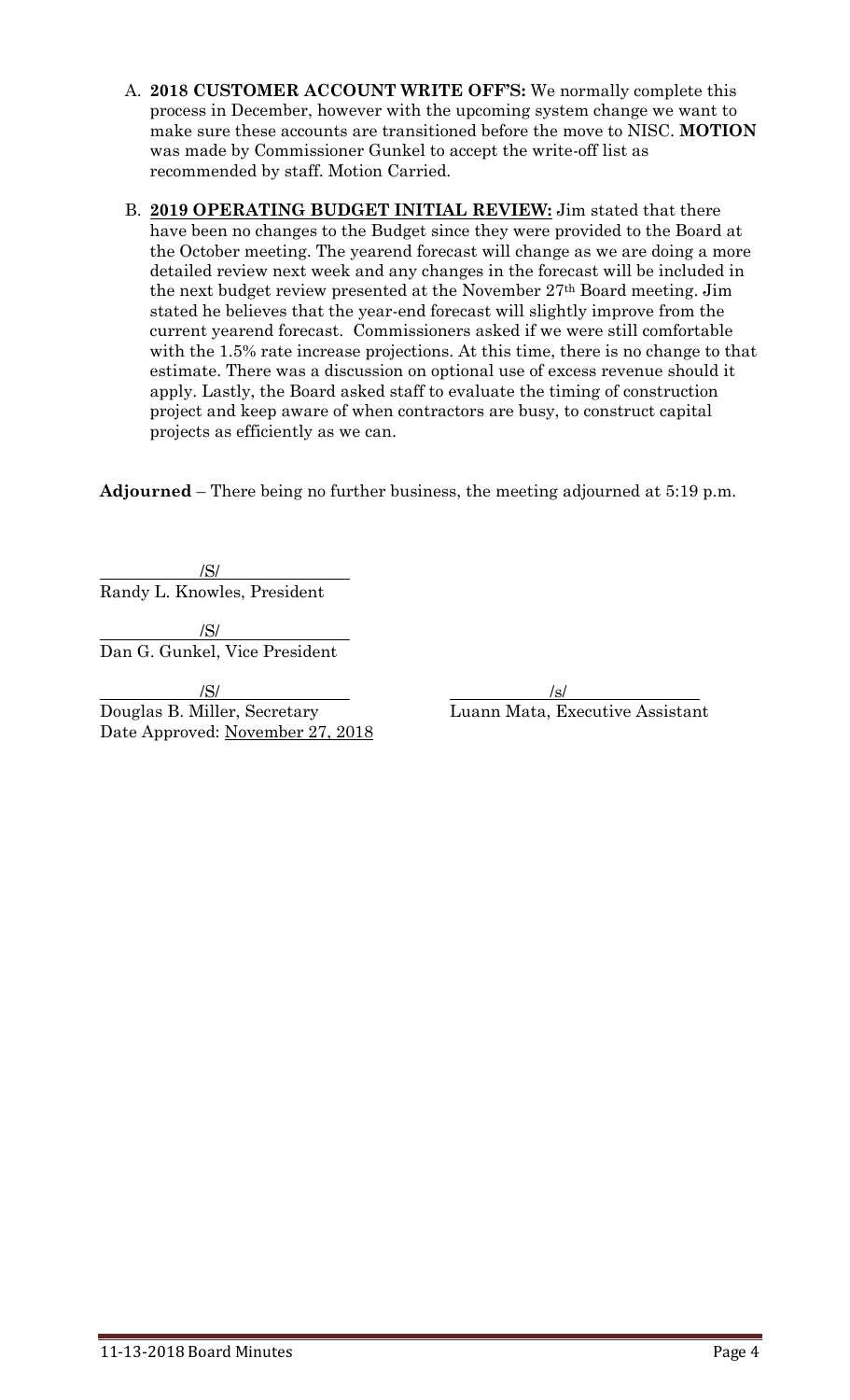A. **2018 CUSTOMER ACCOUNT WRITE OFF'S:** We normally complete this process in December, however with the upcoming system change we want to make sure these accounts are transitioned before the move to NISC. **MOTION** was made by Commissioner Gunkel to accept the write-off list as recommended by staff. Motion Carried.

B. **2019 OPERATING BUDGET INITIAL REVIEW:** Jim stated that there have been no changes to the Budget since they were provided to the Board at the October meeting. The yearend forecast will change as we are doing a more detailed review next week and any changes in the forecast will be included in the next budget review presented at the November 27th Board meeting. Jim stated he believes that the year-end forecast will slightly improve from the current yearend forecast. Commissioners asked if we were still comfortable with the 1.5% rate increase projections. At this time, there is no change to that estimate. There was a discussion on optional use of excess revenue should it apply. Lastly, the Board asked staff to evaluate the timing of construction project and keep aware of when contractors are busy, to construct capital projects as efficiently as we can.

**Adjourned** – There being no further business, the meeting adjourned at 5:19 p.m.

/S/
Randy L. Knowles, President

/S/
Dan G. Gunkel, Vice President

/S/
Douglas B. Miller, Secretary
Date Approved: November 27, 2018

/s/
Luann Mata, Executive Assistant